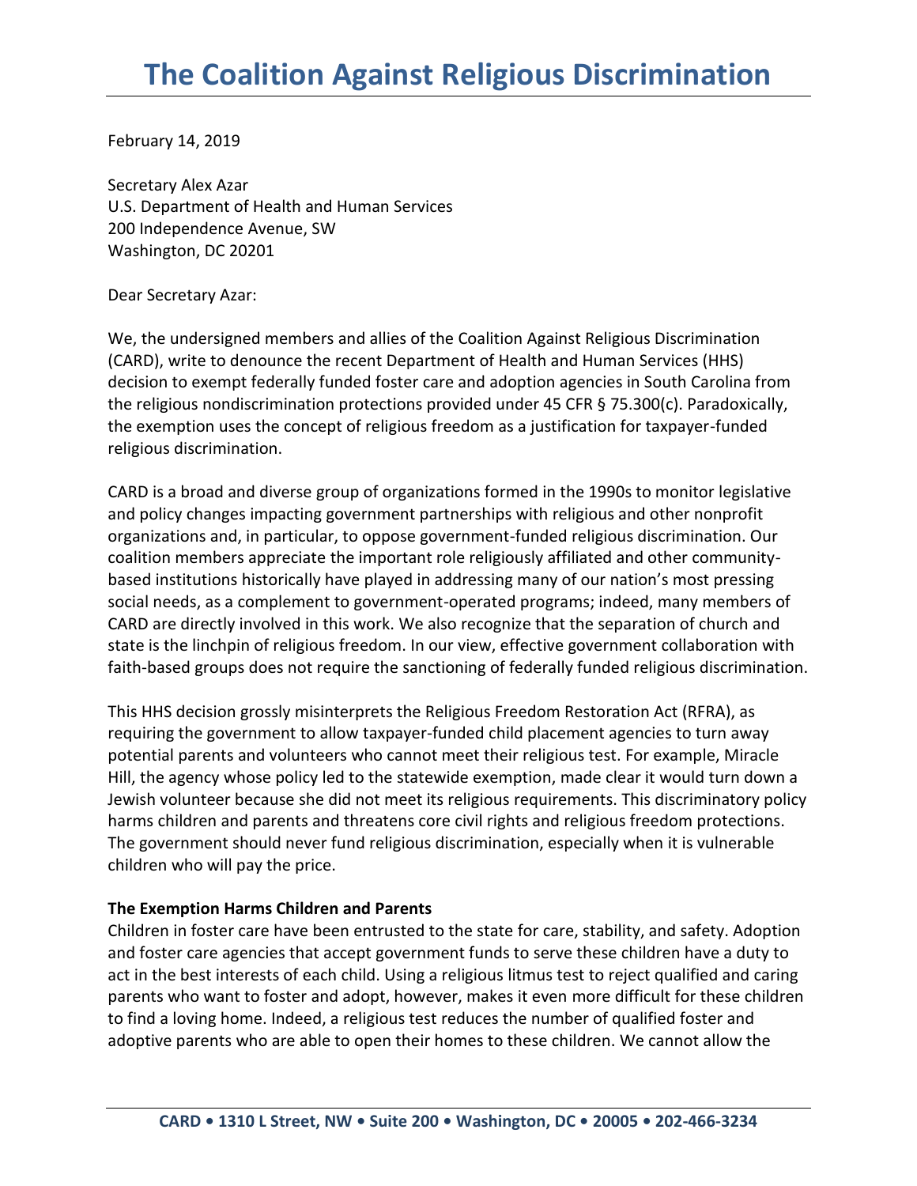# The Coalition Against Religious Discrimination

February 14, 2019

Secretary Alex Azar
U.S. Department of Health and Human Services
200 Independence Avenue, SW
Washington, DC 20201

Dear Secretary Azar:

We, the undersigned members and allies of the Coalition Against Religious Discrimination (CARD), write to denounce the recent Department of Health and Human Services (HHS) decision to exempt federally funded foster care and adoption agencies in South Carolina from the religious nondiscrimination protections provided under 45 CFR § 75.300(c). Paradoxically, the exemption uses the concept of religious freedom as a justification for taxpayer-funded religious discrimination.

CARD is a broad and diverse group of organizations formed in the 1990s to monitor legislative and policy changes impacting government partnerships with religious and other nonprofit organizations and, in particular, to oppose government-funded religious discrimination. Our coalition members appreciate the important role religiously affiliated and other community-based institutions historically have played in addressing many of our nation's most pressing social needs, as a complement to government-operated programs; indeed, many members of CARD are directly involved in this work. We also recognize that the separation of church and state is the linchpin of religious freedom. In our view, effective government collaboration with faith-based groups does not require the sanctioning of federally funded religious discrimination.

This HHS decision grossly misinterprets the Religious Freedom Restoration Act (RFRA), as requiring the government to allow taxpayer-funded child placement agencies to turn away potential parents and volunteers who cannot meet their religious test. For example, Miracle Hill, the agency whose policy led to the statewide exemption, made clear it would turn down a Jewish volunteer because she did not meet its religious requirements. This discriminatory policy harms children and parents and threatens core civil rights and religious freedom protections. The government should never fund religious discrimination, especially when it is vulnerable children who will pay the price.

**The Exemption Harms Children and Parents**

Children in foster care have been entrusted to the state for care, stability, and safety. Adoption and foster care agencies that accept government funds to serve these children have a duty to act in the best interests of each child. Using a religious litmus test to reject qualified and caring parents who want to foster and adopt, however, makes it even more difficult for these children to find a loving home. Indeed, a religious test reduces the number of qualified foster and adoptive parents who are able to open their homes to these children. We cannot allow the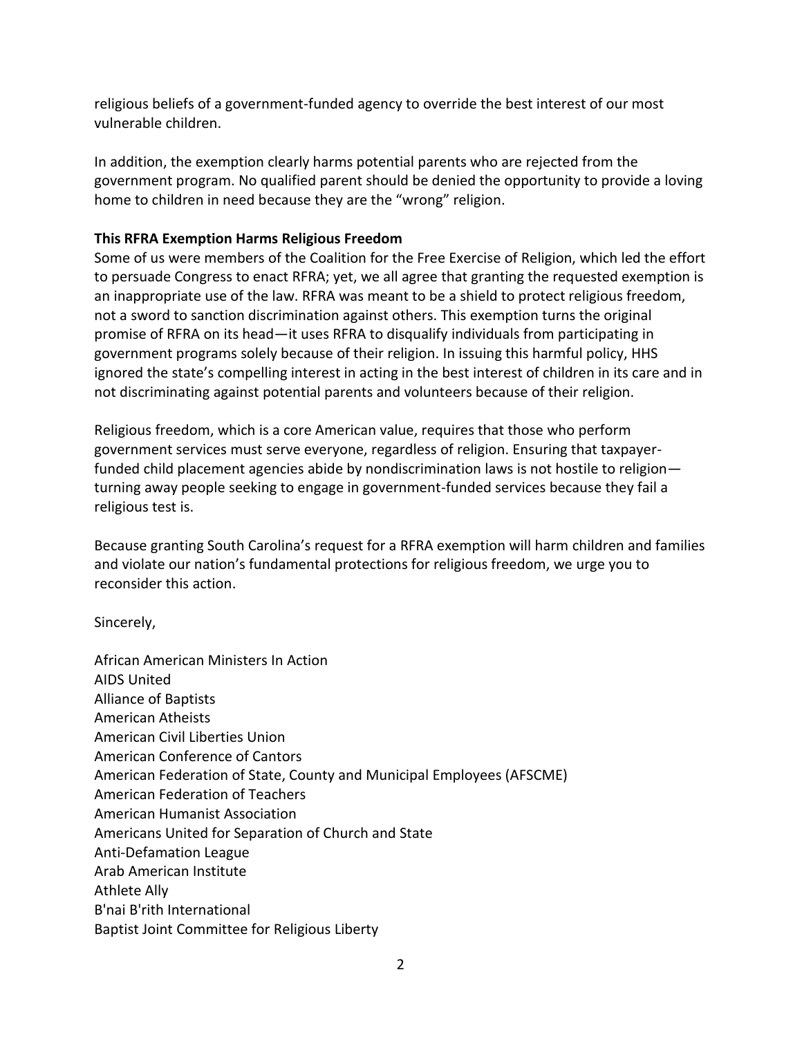religious beliefs of a government-funded agency to override the best interest of our most vulnerable children.

In addition, the exemption clearly harms potential parents who are rejected from the government program. No qualified parent should be denied the opportunity to provide a loving home to children in need because they are the "wrong" religion.

**This RFRA Exemption Harms Religious Freedom**

Some of us were members of the Coalition for the Free Exercise of Religion, which led the effort to persuade Congress to enact RFRA; yet, we all agree that granting the requested exemption is an inappropriate use of the law. RFRA was meant to be a shield to protect religious freedom, not a sword to sanction discrimination against others. This exemption turns the original promise of RFRA on its head—it uses RFRA to disqualify individuals from participating in government programs solely because of their religion. In issuing this harmful policy, HHS ignored the state's compelling interest in acting in the best interest of children in its care and in not discriminating against potential parents and volunteers because of their religion.

Religious freedom, which is a core American value, requires that those who perform government services must serve everyone, regardless of religion. Ensuring that taxpayer-funded child placement agencies abide by nondiscrimination laws is not hostile to religion—turning away people seeking to engage in government-funded services because they fail a religious test is.

Because granting South Carolina's request for a RFRA exemption will harm children and families and violate our nation's fundamental protections for religious freedom, we urge you to reconsider this action.

Sincerely,

African American Ministers In Action
AIDS United
Alliance of Baptists
American Atheists
American Civil Liberties Union
American Conference of Cantors
American Federation of State, County and Municipal Employees (AFSCME)
American Federation of Teachers
American Humanist Association
Americans United for Separation of Church and State
Anti-Defamation League
Arab American Institute
Athlete Ally
B'nai B'rith International
Baptist Joint Committee for Religious Liberty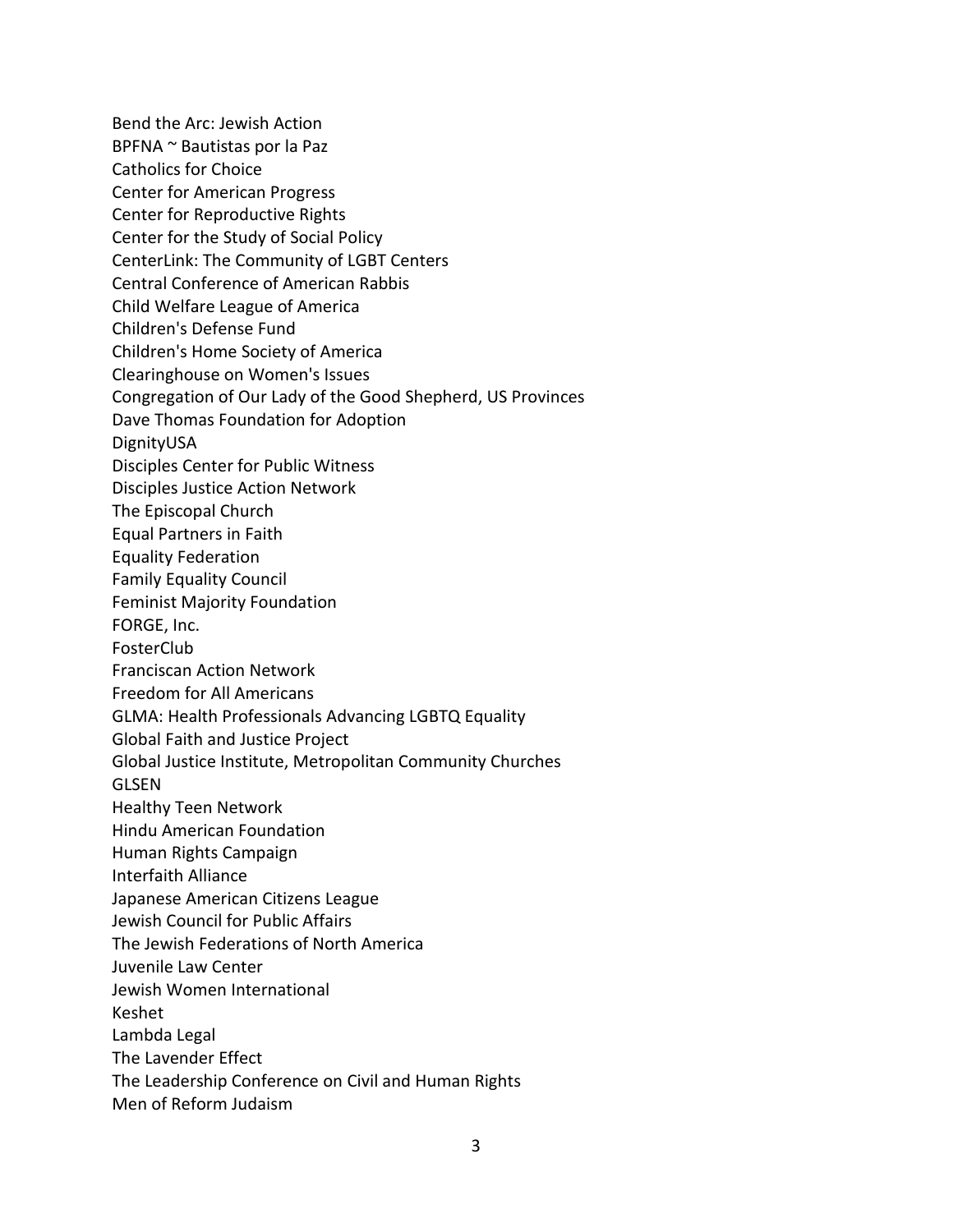Bend the Arc: Jewish Action
BPFNA ~ Bautistas por la Paz
Catholics for Choice
Center for American Progress
Center for Reproductive Rights
Center for the Study of Social Policy
CenterLink: The Community of LGBT Centers
Central Conference of American Rabbis
Child Welfare League of America
Children's Defense Fund
Children's Home Society of America
Clearinghouse on Women's Issues
Congregation of Our Lady of the Good Shepherd, US Provinces
Dave Thomas Foundation for Adoption
DignityUSA
Disciples Center for Public Witness
Disciples Justice Action Network
The Episcopal Church
Equal Partners in Faith
Equality Federation
Family Equality Council
Feminist Majority Foundation
FORGE, Inc.
FosterClub
Franciscan Action Network
Freedom for All Americans
GLMA: Health Professionals Advancing LGBTQ Equality
Global Faith and Justice Project
Global Justice Institute, Metropolitan Community Churches
GLSEN
Healthy Teen Network
Hindu American Foundation
Human Rights Campaign
Interfaith Alliance
Japanese American Citizens League
Jewish Council for Public Affairs
The Jewish Federations of North America
Juvenile Law Center
Jewish Women International
Keshet
Lambda Legal
The Lavender Effect
The Leadership Conference on Civil and Human Rights
Men of Reform Judaism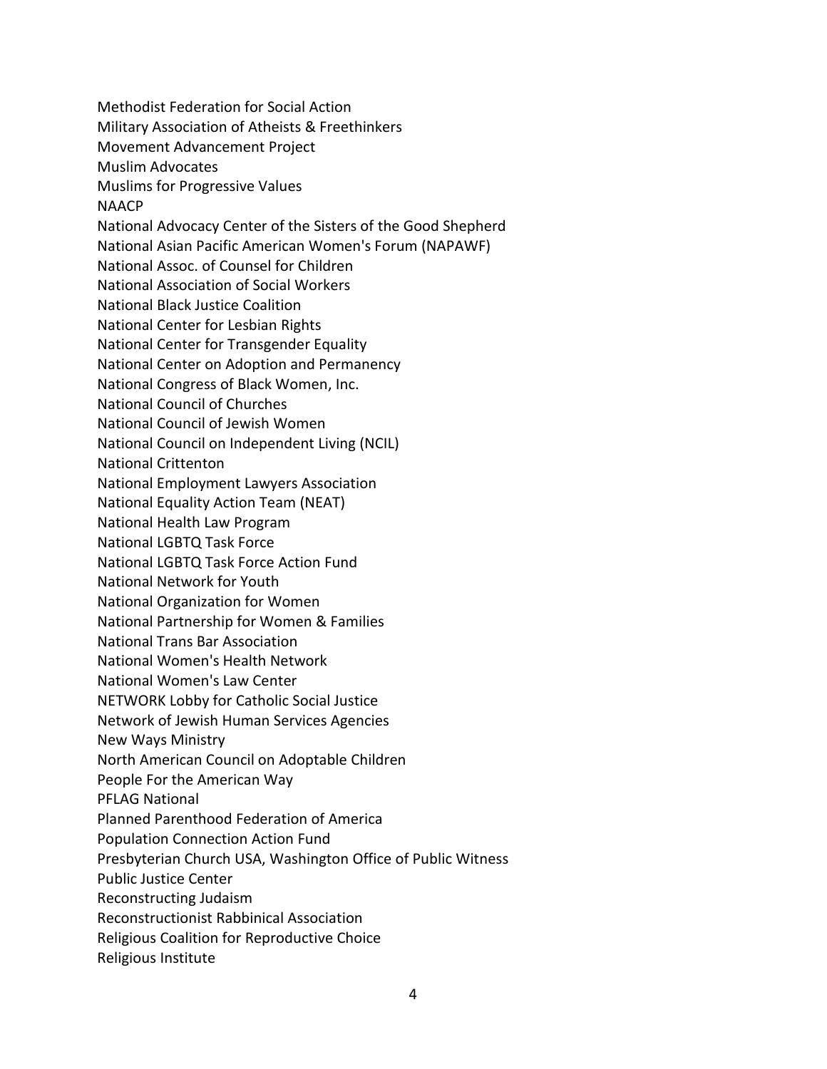Methodist Federation for Social Action
Military Association of Atheists & Freethinkers
Movement Advancement Project
Muslim Advocates
Muslims for Progressive Values
NAACP
National Advocacy Center of the Sisters of the Good Shepherd
National Asian Pacific American Women's Forum (NAPAWF)
National Assoc. of Counsel for Children
National Association of Social Workers
National Black Justice Coalition
National Center for Lesbian Rights
National Center for Transgender Equality
National Center on Adoption and Permanency
National Congress of Black Women, Inc.
National Council of Churches
National Council of Jewish Women
National Council on Independent Living (NCIL)
National Crittenton
National Employment Lawyers Association
National Equality Action Team (NEAT)
National Health Law Program
National LGBTQ Task Force
National LGBTQ Task Force Action Fund
National Network for Youth
National Organization for Women
National Partnership for Women & Families
National Trans Bar Association
National Women's Health Network
National Women's Law Center
NETWORK Lobby for Catholic Social Justice
Network of Jewish Human Services Agencies
New Ways Ministry
North American Council on Adoptable Children
People For the American Way
PFLAG National
Planned Parenthood Federation of America
Population Connection Action Fund
Presbyterian Church USA, Washington Office of Public Witness
Public Justice Center
Reconstructing Judaism
Reconstructionist Rabbinical Association
Religious Coalition for Reproductive Choice
Religious Institute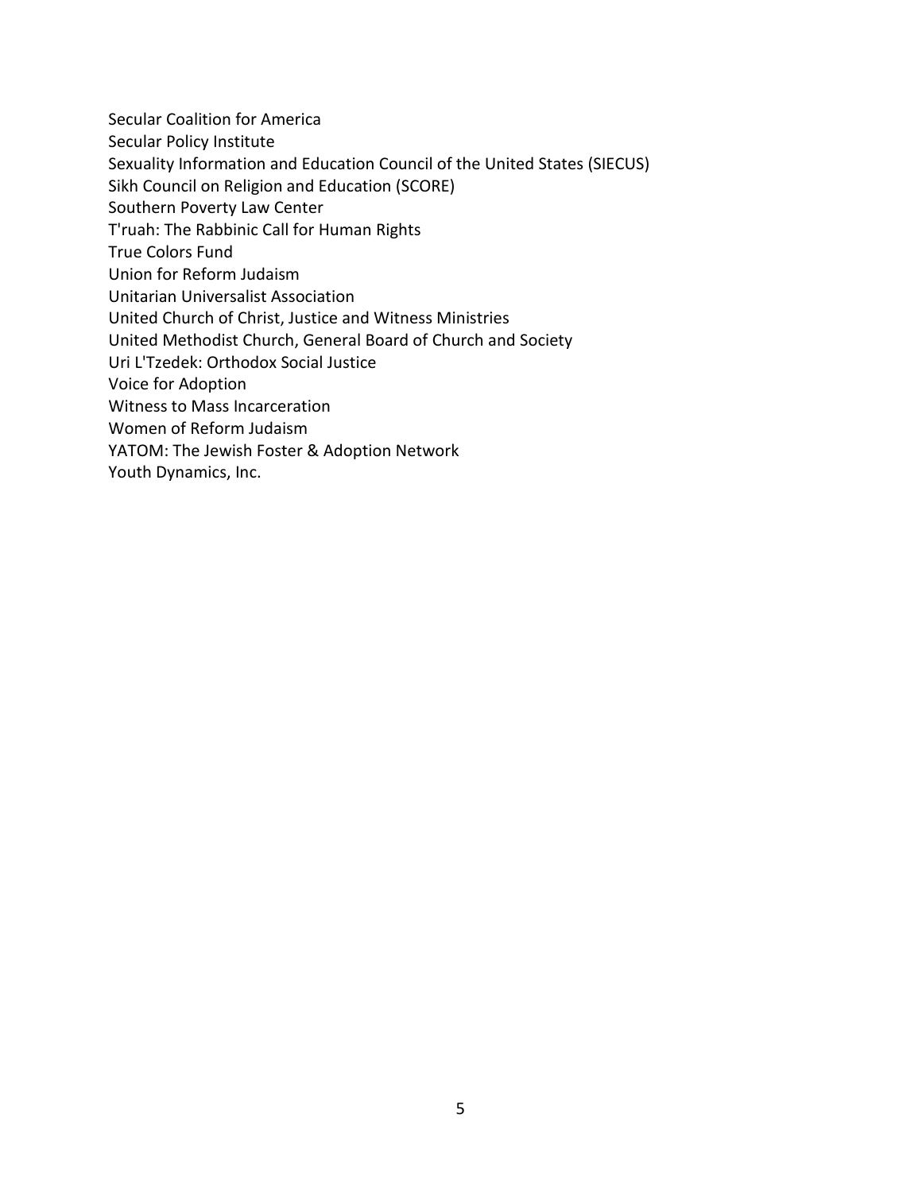Secular Coalition for America
Secular Policy Institute
Sexuality Information and Education Council of the United States (SIECUS)
Sikh Council on Religion and Education (SCORE)
Southern Poverty Law Center
T'ruah: The Rabbinic Call for Human Rights
True Colors Fund
Union for Reform Judaism
Unitarian Universalist Association
United Church of Christ, Justice and Witness Ministries
United Methodist Church, General Board of Church and Society
Uri L'Tzedek: Orthodox Social Justice
Voice for Adoption
Witness to Mass Incarceration
Women of Reform Judaism
YATOM: The Jewish Foster & Adoption Network
Youth Dynamics, Inc.